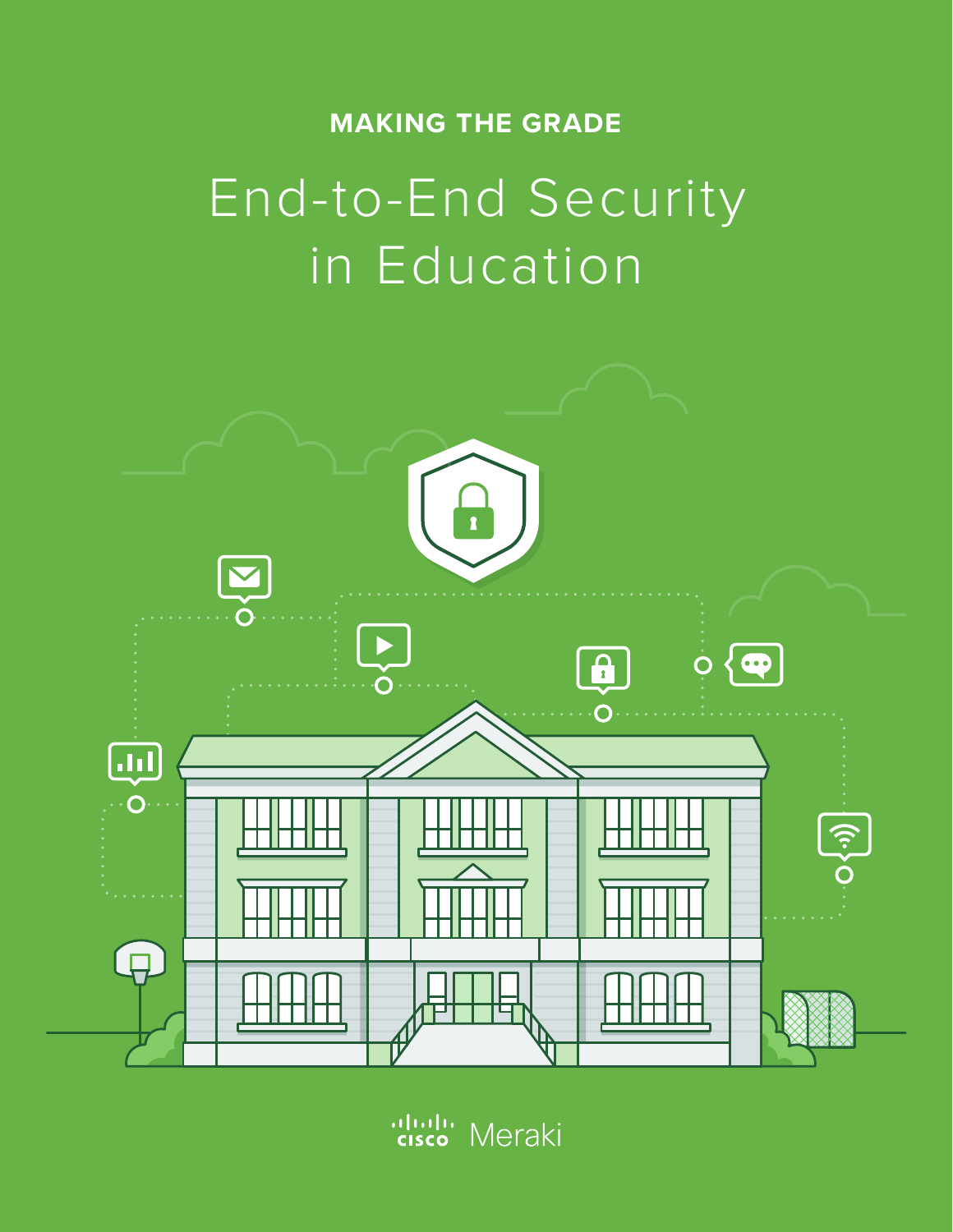MAKING THE GRADE

# End-to-End Security in Education

Cisco Meraki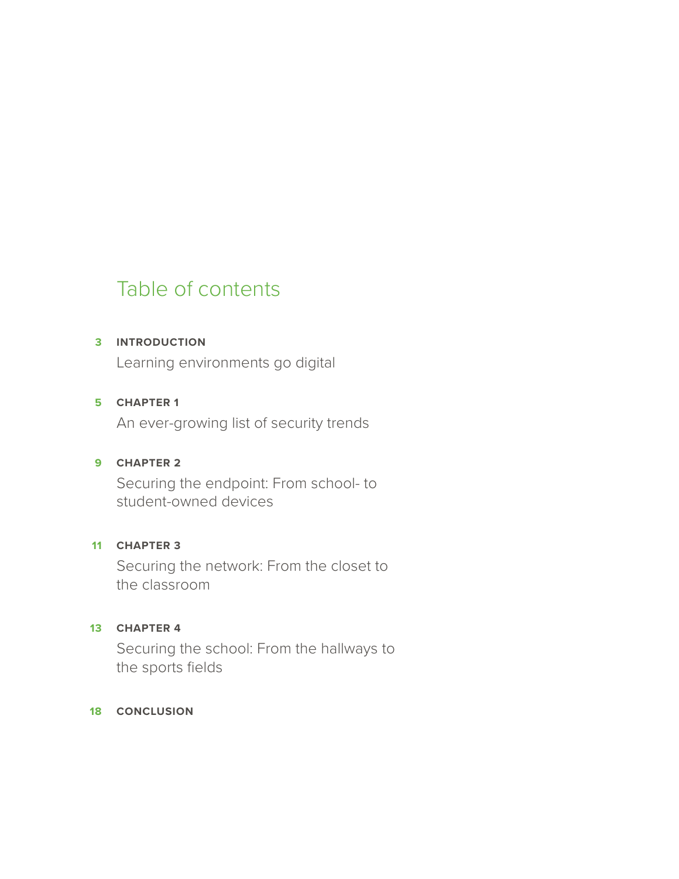# Table of contents

**3 INTRODUCTION**
Learning environments go digital

**5 CHAPTER 1**
An ever-growing list of security trends

**9 CHAPTER 2**
Securing the endpoint: From school- to student-owned devices

**11 CHAPTER 3**
Securing the network: From the closet to the classroom

**13 CHAPTER 4**
Securing the school: From the hallways to the sports fields

**18 CONCLUSION**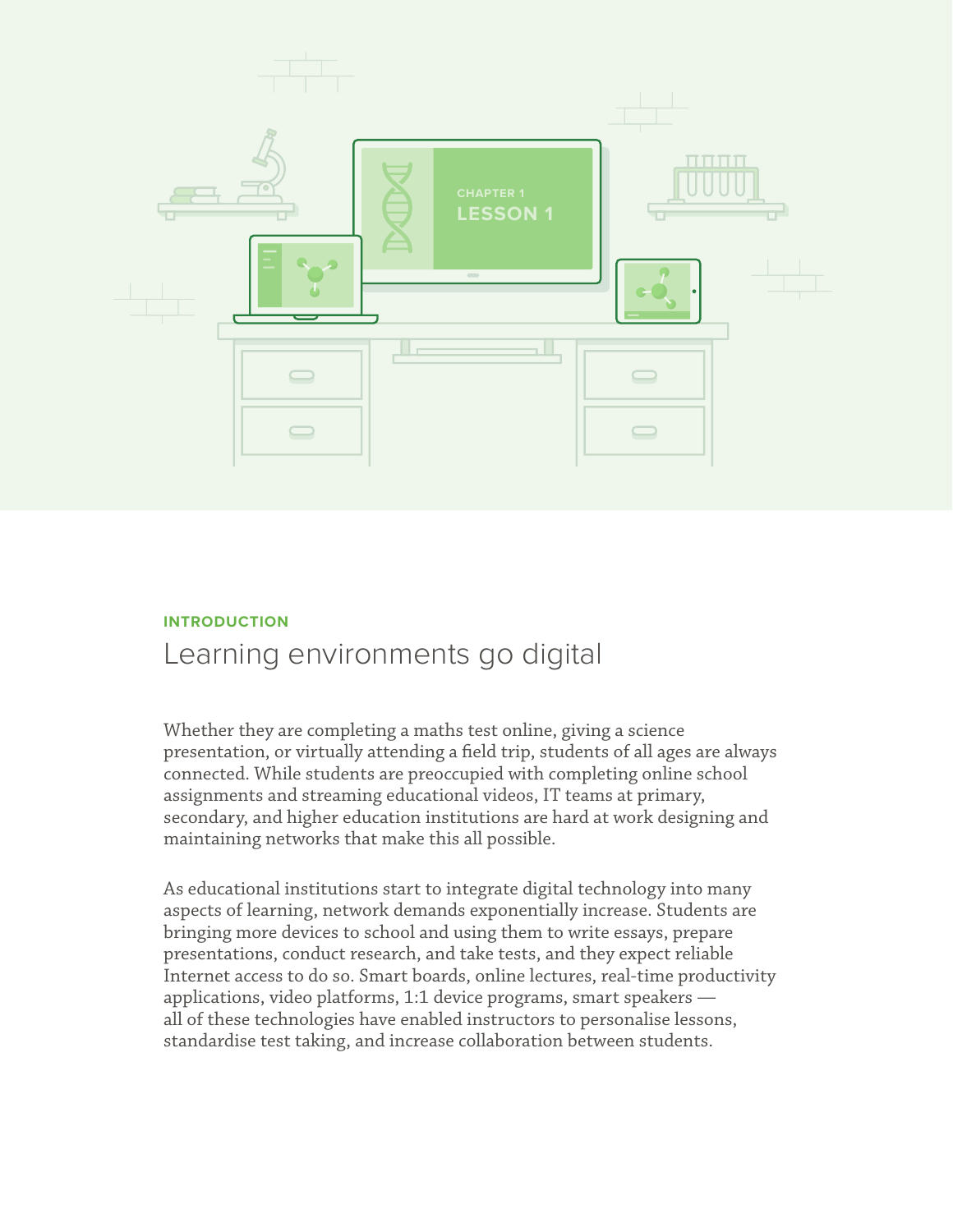**INTRODUCTION**

# Learning environments go digital

Whether they are completing a maths test online, giving a science presentation, or virtually attending a field trip, students of all ages are always connected. While students are preoccupied with completing online school assignments and streaming educational videos, IT teams at primary, secondary, and higher education institutions are hard at work designing and maintaining networks that make this all possible.

As educational institutions start to integrate digital technology into many aspects of learning, network demands exponentially increase. Students are bringing more devices to school and using them to write essays, prepare presentations, conduct research, and take tests, and they expect reliable Internet access to do so. Smart boards, online lectures, real-time productivity applications, video platforms, 1:1 device programs, smart speakers — all of these technologies have enabled instructors to personalise lessons, standardise test taking, and increase collaboration between students.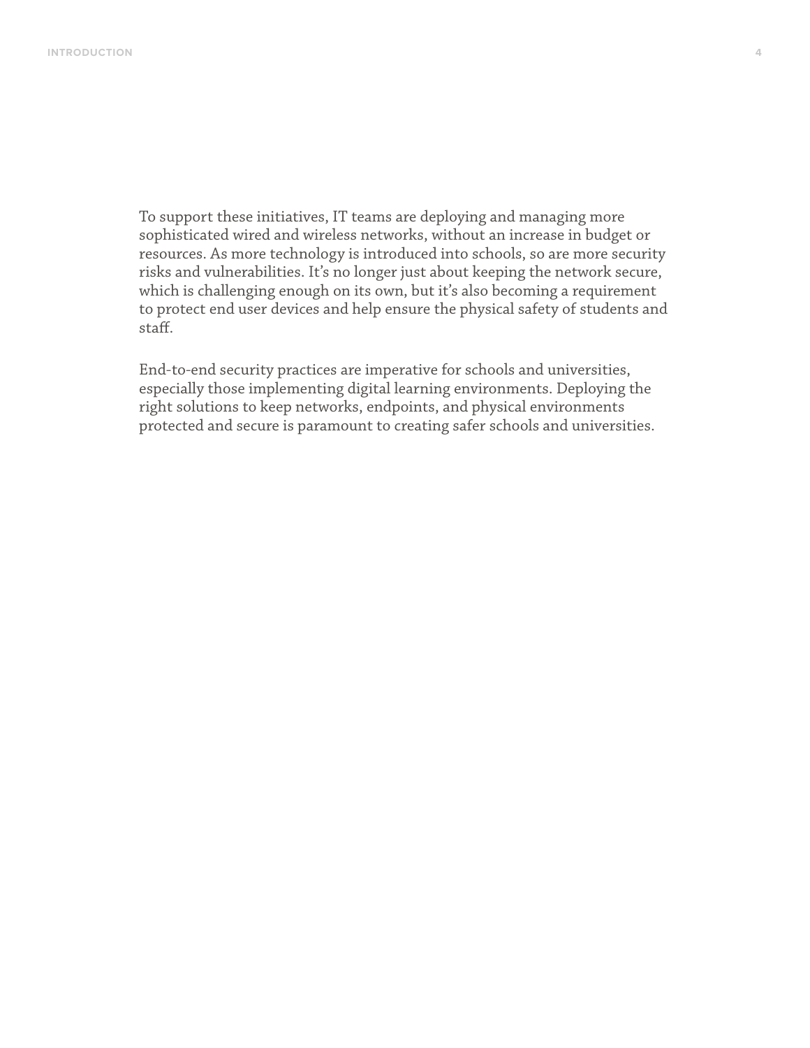To support these initiatives, IT teams are deploying and managing more sophisticated wired and wireless networks, without an increase in budget or resources. As more technology is introduced into schools, so are more security risks and vulnerabilities. It's no longer just about keeping the network secure, which is challenging enough on its own, but it's also becoming a requirement to protect end user devices and help ensure the physical safety of students and staff.

End-to-end security practices are imperative for schools and universities, especially those implementing digital learning environments. Deploying the right solutions to keep networks, endpoints, and physical environments protected and secure is paramount to creating safer schools and universities.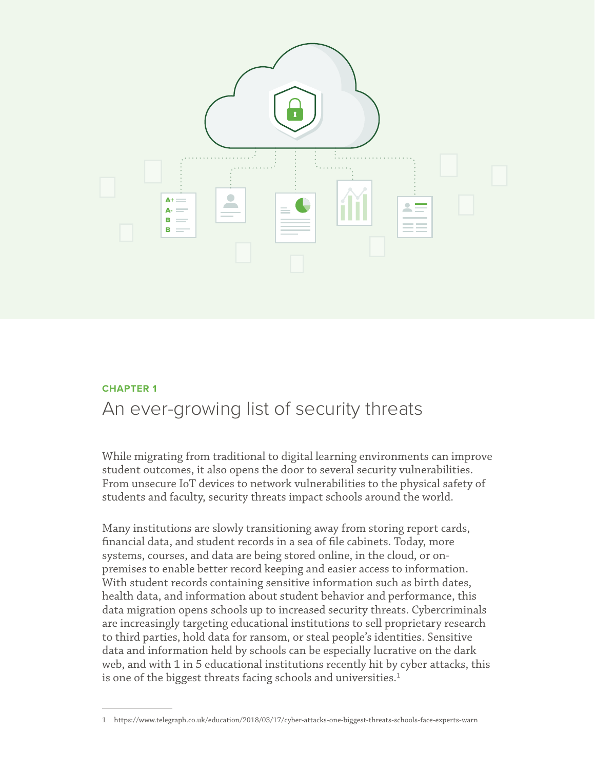CHAPTER 1

# An ever-growing list of security threats

While migrating from traditional to digital learning environments can improve student outcomes, it also opens the door to several security vulnerabilities. From unsecure IoT devices to network vulnerabilities to the physical safety of students and faculty, security threats impact schools around the world.

Many institutions are slowly transitioning away from storing report cards, financial data, and student records in a sea of file cabinets. Today, more systems, courses, and data are being stored online, in the cloud, or on-premises to enable better record keeping and easier access to information. With student records containing sensitive information such as birth dates, health data, and information about student behavior and performance, this data migration opens schools up to increased security threats. Cybercriminals are increasingly targeting educational institutions to sell proprietary research to third parties, hold data for ransom, or steal people's identities. Sensitive data and information held by schools can be especially lucrative on the dark web, and with 1 in 5 educational institutions recently hit by cyber attacks, this is one of the biggest threats facing schools and universities.[1]

1 https://www.telegraph.co.uk/education/2018/03/17/cyber-attacks-one-biggest-threats-schools-face-experts-warn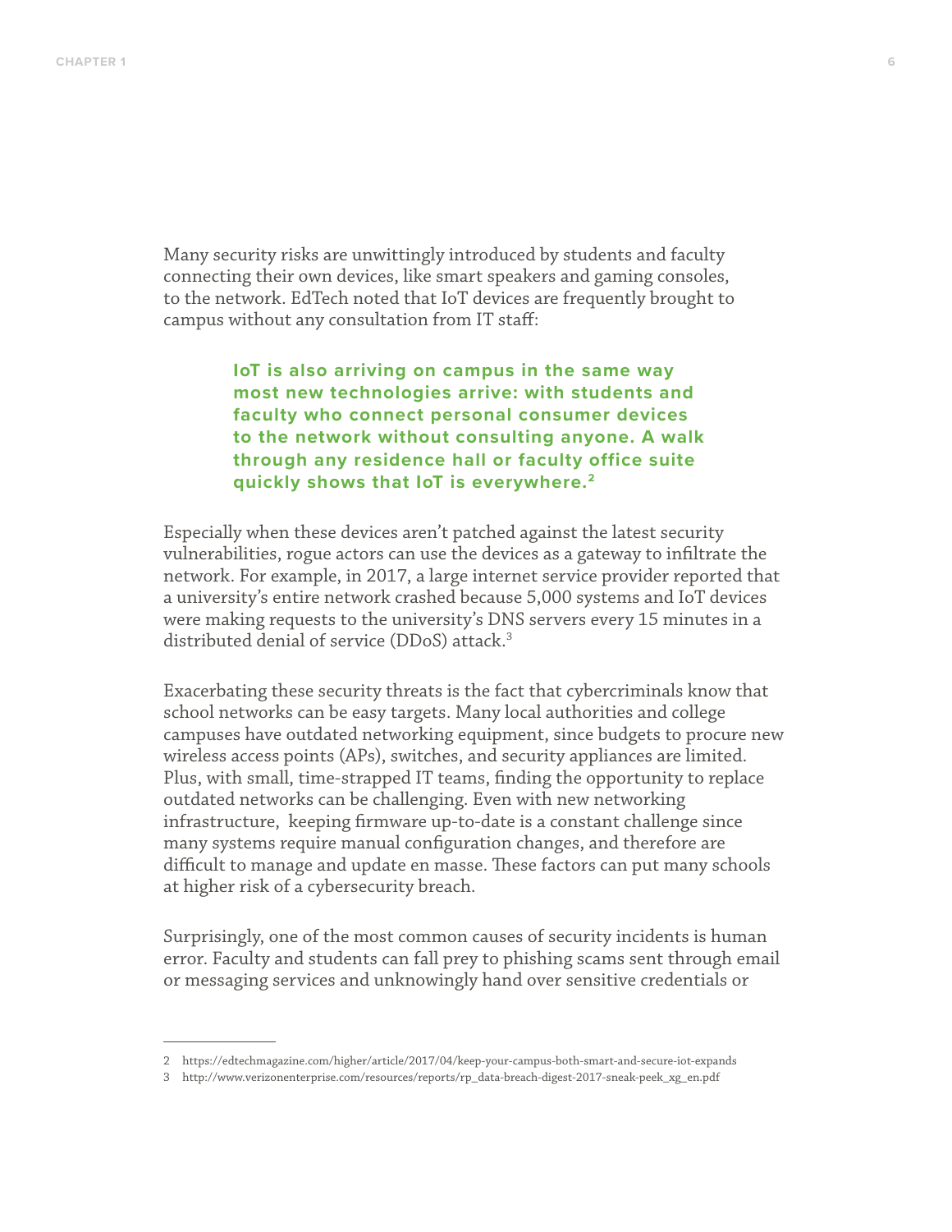Many security risks are unwittingly introduced by students and faculty connecting their own devices, like smart speakers and gaming consoles, to the network. EdTech noted that IoT devices are frequently brought to campus without any consultation from IT staff:

> **IoT is also arriving on campus in the same way most new technologies arrive: with students and faculty who connect personal consumer devices to the network without consulting anyone. A walk through any residence hall or faculty office suite quickly shows that IoT is everywhere.[2]**

Especially when these devices aren't patched against the latest security vulnerabilities, rogue actors can use the devices as a gateway to infiltrate the network. For example, in 2017, a large internet service provider reported that a university's entire network crashed because 5,000 systems and IoT devices were making requests to the university's DNS servers every 15 minutes in a distributed denial of service (DDoS) attack.[3]

Exacerbating these security threats is the fact that cybercriminals know that school networks can be easy targets. Many local authorities and college campuses have outdated networking equipment, since budgets to procure new wireless access points (APs), switches, and security appliances are limited. Plus, with small, time-strapped IT teams, finding the opportunity to replace outdated networks can be challenging. Even with new networking infrastructure, keeping firmware up-to-date is a constant challenge since many systems require manual configuration changes, and therefore are difficult to manage and update en masse. These factors can put many schools at higher risk of a cybersecurity breach.

Surprisingly, one of the most common causes of security incidents is human error. Faculty and students can fall prey to phishing scams sent through email or messaging services and unknowingly hand over sensitive credentials or

---

2 https://edtechmagazine.com/higher/article/2017/04/keep-your-campus-both-smart-and-secure-iot-expands

3 http://www.verizonenterprise.com/resources/reports/rp_data-breach-digest-2017-sneak-peek_xg_en.pdf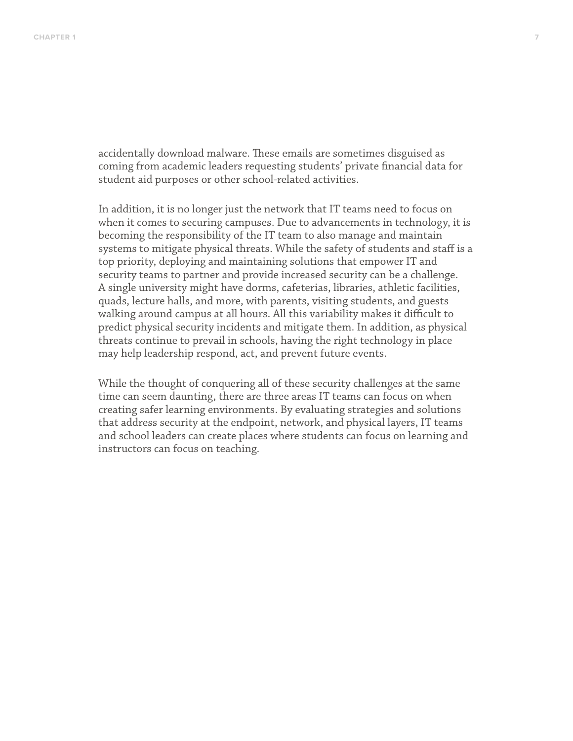accidentally download malware. These emails are sometimes disguised as coming from academic leaders requesting students' private financial data for student aid purposes or other school-related activities.

In addition, it is no longer just the network that IT teams need to focus on when it comes to securing campuses. Due to advancements in technology, it is becoming the responsibility of the IT team to also manage and maintain systems to mitigate physical threats. While the safety of students and staff is a top priority, deploying and maintaining solutions that empower IT and security teams to partner and provide increased security can be a challenge. A single university might have dorms, cafeterias, libraries, athletic facilities, quads, lecture halls, and more, with parents, visiting students, and guests walking around campus at all hours. All this variability makes it difficult to predict physical security incidents and mitigate them. In addition, as physical threats continue to prevail in schools, having the right technology in place may help leadership respond, act, and prevent future events.

While the thought of conquering all of these security challenges at the same time can seem daunting, there are three areas IT teams can focus on when creating safer learning environments. By evaluating strategies and solutions that address security at the endpoint, network, and physical layers, IT teams and school leaders can create places where students can focus on learning and instructors can focus on teaching.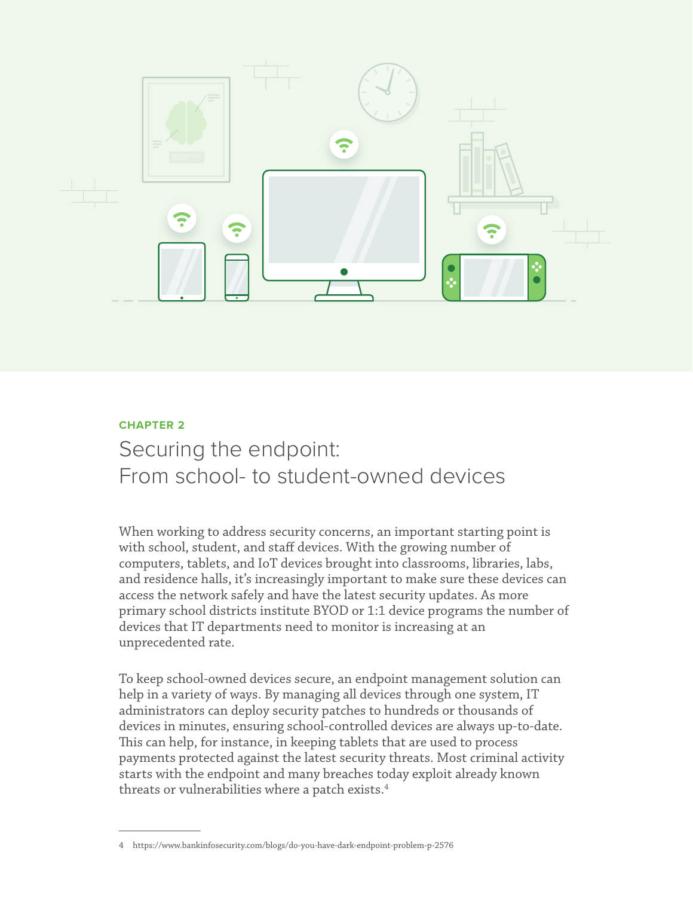CHAPTER 2

# Securing the endpoint: From school- to student-owned devices

When working to address security concerns, an important starting point is with school, student, and staff devices. With the growing number of computers, tablets, and IoT devices brought into classrooms, libraries, labs, and residence halls, it's increasingly important to make sure these devices can access the network safely and have the latest security updates. As more primary school districts institute BYOD or 1:1 device programs the number of devices that IT departments need to monitor is increasing at an unprecedented rate.

To keep school-owned devices secure, an endpoint management solution can help in a variety of ways. By managing all devices through one system, IT administrators can deploy security patches to hundreds or thousands of devices in minutes, ensuring school-controlled devices are always up-to-date. This can help, for instance, in keeping tablets that are used to process payments protected against the latest security threats. Most criminal activity starts with the endpoint and many breaches today exploit already known threats or vulnerabilities where a patch exists.[4]

---

4 https://www.bankinfosecurity.com/blogs/do-you-have-dark-endpoint-problem-p-2576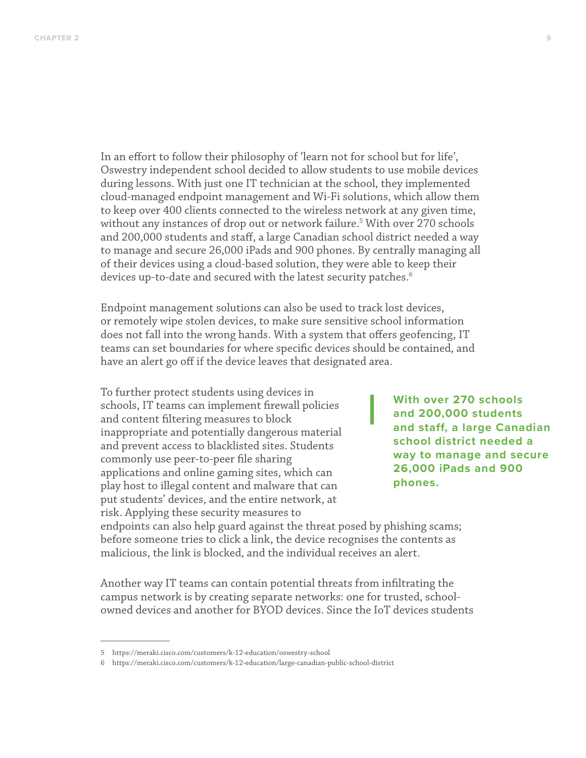In an effort to follow their philosophy of 'learn not for school but for life', Oswestry independent school decided to allow students to use mobile devices during lessons. With just one IT technician at the school, they implemented cloud-managed endpoint management and Wi-Fi solutions, which allow them to keep over 400 clients connected to the wireless network at any given time, without any instances of drop out or network failure.[5] With over 270 schools and 200,000 students and staff, a large Canadian school district needed a way to manage and secure 26,000 iPads and 900 phones. By centrally managing all of their devices using a cloud-based solution, they were able to keep their devices up-to-date and secured with the latest security patches.[6]

Endpoint management solutions can also be used to track lost devices, or remotely wipe stolen devices, to make sure sensitive school information does not fall into the wrong hands. With a system that offers geofencing, IT teams can set boundaries for where specific devices should be contained, and have an alert go off if the device leaves that designated area.

> **With over 270 schools and 200,000 students and staff, a large Canadian school district needed a way to manage and secure 26,000 iPads and 900 phones.**

To further protect students using devices in schools, IT teams can implement firewall policies and content filtering measures to block inappropriate and potentially dangerous material and prevent access to blacklisted sites. Students commonly use peer-to-peer file sharing applications and online gaming sites, which can play host to illegal content and malware that can put students' devices, and the entire network, at risk. Applying these security measures to endpoints can also help guard against the threat posed by phishing scams; before someone tries to click a link, the device recognises the contents as malicious, the link is blocked, and the individual receives an alert.

Another way IT teams can contain potential threats from infiltrating the campus network is by creating separate networks: one for trusted, school-owned devices and another for BYOD devices. Since the IoT devices students

---

5 https://meraki.cisco.com/customers/k-12-education/oswestry-school

6 https://meraki.cisco.com/customers/k-12-education/large-canadian-public-school-district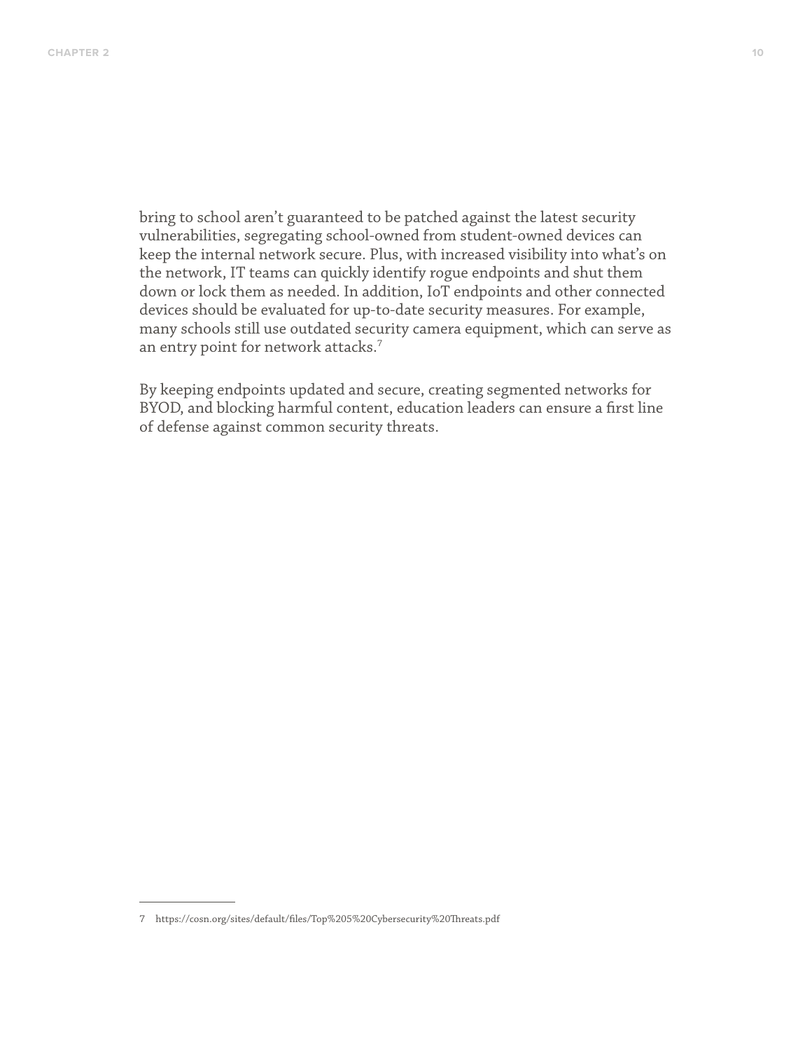bring to school aren't guaranteed to be patched against the latest security vulnerabilities, segregating school-owned from student-owned devices can keep the internal network secure. Plus, with increased visibility into what's on the network, IT teams can quickly identify rogue endpoints and shut them down or lock them as needed. In addition, IoT endpoints and other connected devices should be evaluated for up-to-date security measures. For example, many schools still use outdated security camera equipment, which can serve as an entry point for network attacks.[7]

By keeping endpoints updated and secure, creating segmented networks for BYOD, and blocking harmful content, education leaders can ensure a first line of defense against common security threats.

---

7 https://cosn.org/sites/default/files/Top%205%20Cybersecurity%20Threats.pdf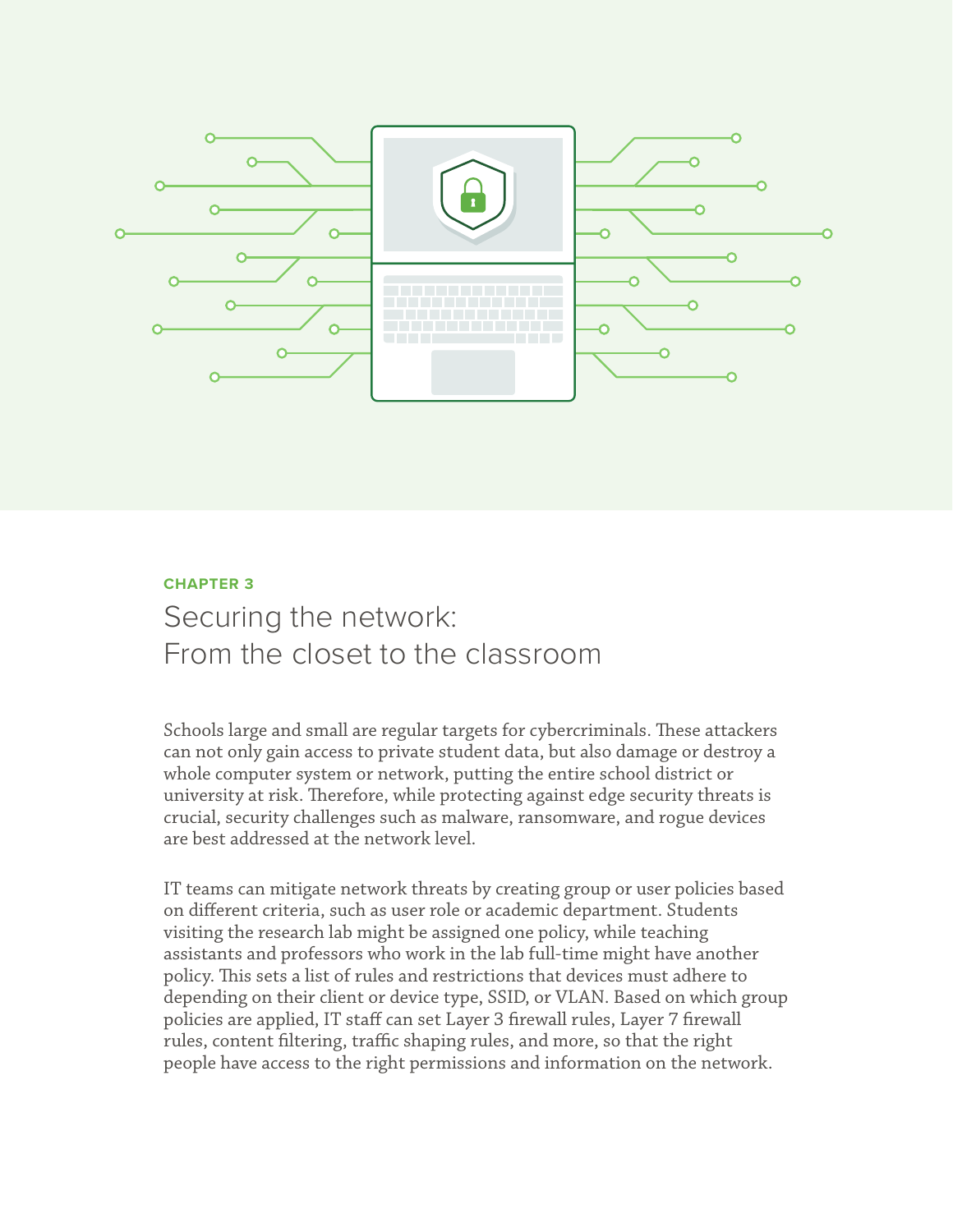CHAPTER 3

# Securing the network: From the closet to the classroom

Schools large and small are regular targets for cybercriminals. These attackers can not only gain access to private student data, but also damage or destroy a whole computer system or network, putting the entire school district or university at risk. Therefore, while protecting against edge security threats is crucial, security challenges such as malware, ransomware, and rogue devices are best addressed at the network level.

IT teams can mitigate network threats by creating group or user policies based on different criteria, such as user role or academic department. Students visiting the research lab might be assigned one policy, while teaching assistants and professors who work in the lab full-time might have another policy. This sets a list of rules and restrictions that devices must adhere to depending on their client or device type, SSID, or VLAN. Based on which group policies are applied, IT staff can set Layer 3 firewall rules, Layer 7 firewall rules, content filtering, traffic shaping rules, and more, so that the right people have access to the right permissions and information on the network.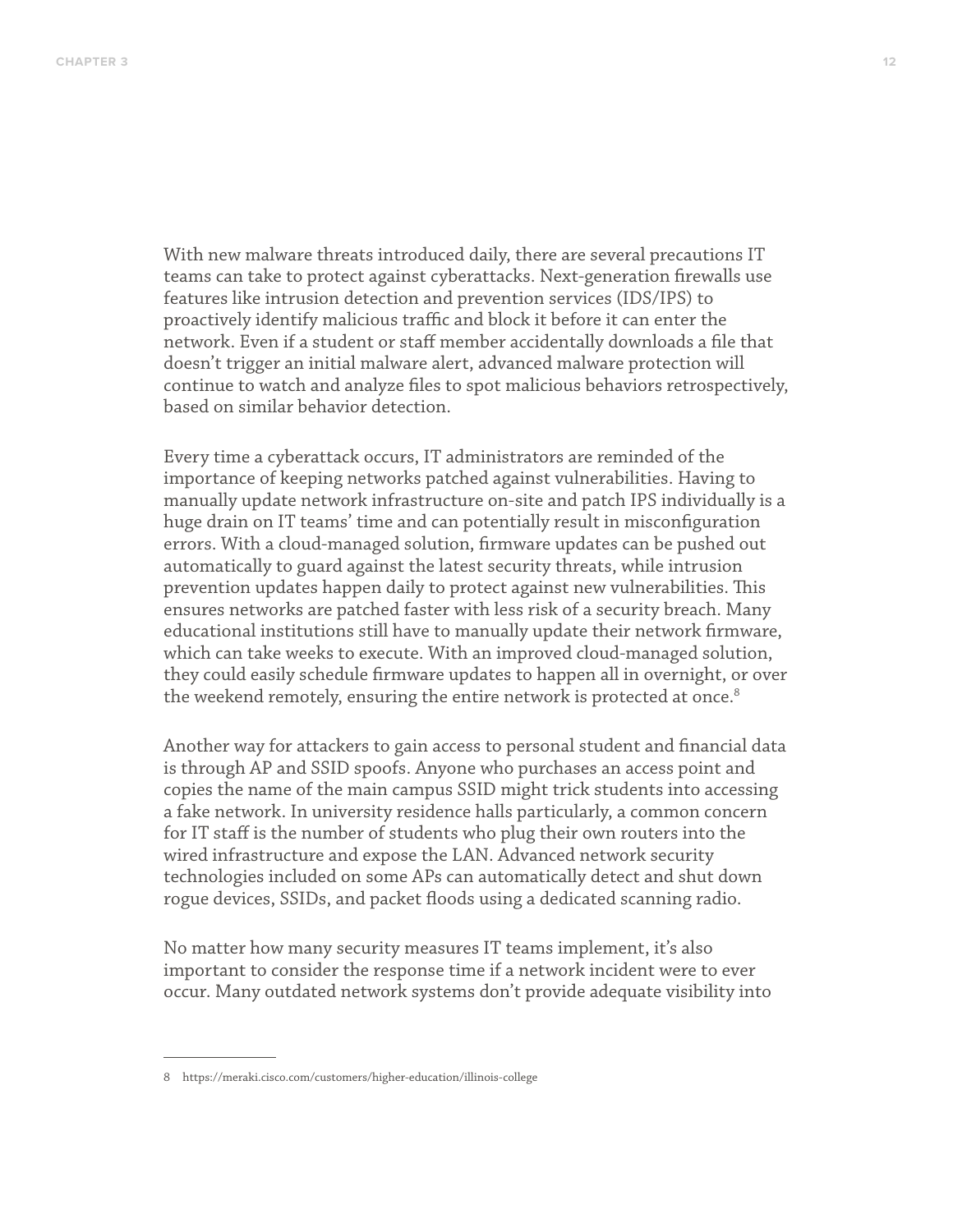With new malware threats introduced daily, there are several precautions IT teams can take to protect against cyberattacks. Next-generation firewalls use features like intrusion detection and prevention services (IDS/IPS) to proactively identify malicious traffic and block it before it can enter the network. Even if a student or staff member accidentally downloads a file that doesn't trigger an initial malware alert, advanced malware protection will continue to watch and analyze files to spot malicious behaviors retrospectively, based on similar behavior detection.

Every time a cyberattack occurs, IT administrators are reminded of the importance of keeping networks patched against vulnerabilities. Having to manually update network infrastructure on-site and patch IPS individually is a huge drain on IT teams' time and can potentially result in misconfiguration errors. With a cloud-managed solution, firmware updates can be pushed out automatically to guard against the latest security threats, while intrusion prevention updates happen daily to protect against new vulnerabilities. This ensures networks are patched faster with less risk of a security breach. Many educational institutions still have to manually update their network firmware, which can take weeks to execute. With an improved cloud-managed solution, they could easily schedule firmware updates to happen all in overnight, or over the weekend remotely, ensuring the entire network is protected at once.[8]

Another way for attackers to gain access to personal student and financial data is through AP and SSID spoofs. Anyone who purchases an access point and copies the name of the main campus SSID might trick students into accessing a fake network. In university residence halls particularly, a common concern for IT staff is the number of students who plug their own routers into the wired infrastructure and expose the LAN. Advanced network security technologies included on some APs can automatically detect and shut down rogue devices, SSIDs, and packet floods using a dedicated scanning radio.

No matter how many security measures IT teams implement, it's also important to consider the response time if a network incident were to ever occur. Many outdated network systems don't provide adequate visibility into

---

8 https://meraki.cisco.com/customers/higher-education/illinois-college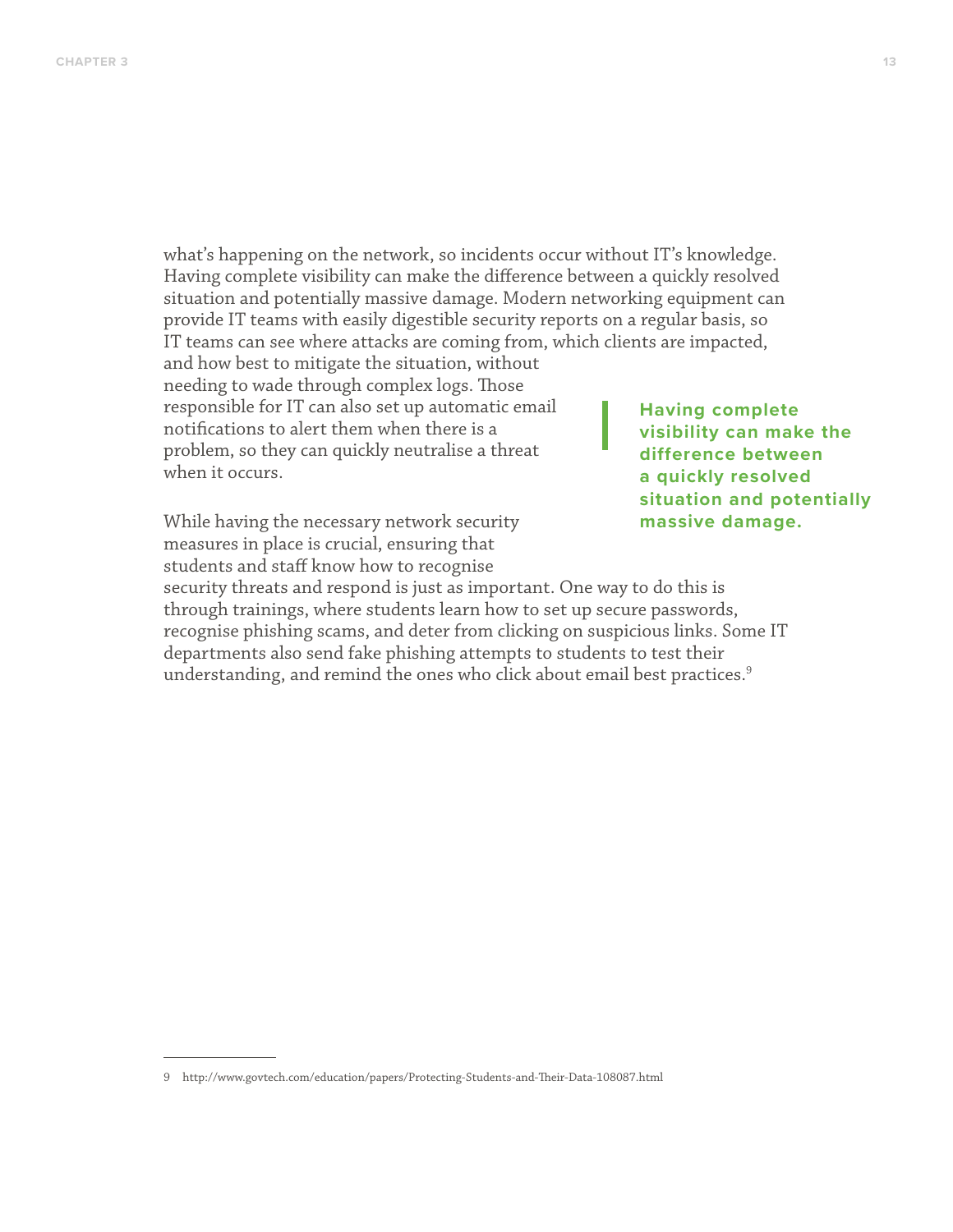what's happening on the network, so incidents occur without IT's knowledge. Having complete visibility can make the difference between a quickly resolved situation and potentially massive damage. Modern networking equipment can provide IT teams with easily digestible security reports on a regular basis, so IT teams can see where attacks are coming from, which clients are impacted, and how best to mitigate the situation, without needing to wade through complex logs. Those responsible for IT can also set up automatic email notifications to alert them when there is a problem, so they can quickly neutralise a threat when it occurs.

> **Having complete visibility can make the difference between a quickly resolved situation and potentially massive damage.**

While having the necessary network security measures in place is crucial, ensuring that students and staff know how to recognise security threats and respond is just as important. One way to do this is through trainings, where students learn how to set up secure passwords, recognise phishing scams, and deter from clicking on suspicious links. Some IT departments also send fake phishing attempts to students to test their understanding, and remind the ones who click about email best practices.[9]

---

9 http://www.govtech.com/education/papers/Protecting-Students-and-Their-Data-108087.html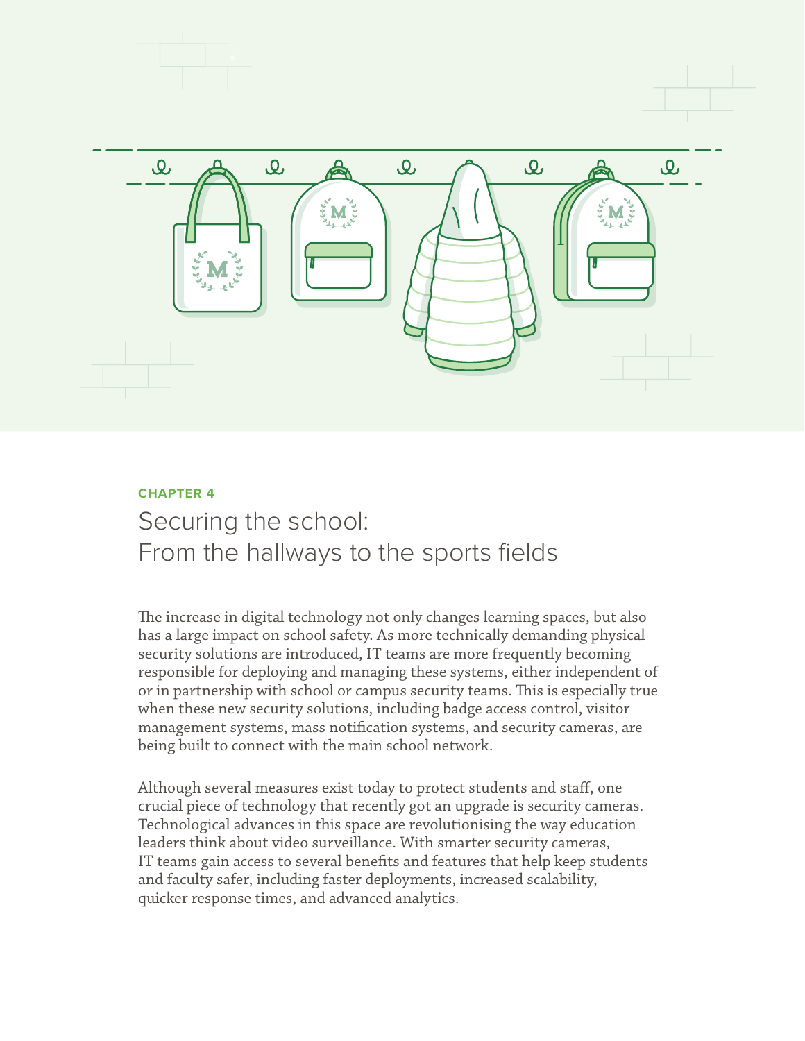CHAPTER 4

# Securing the school: From the hallways to the sports fields

The increase in digital technology not only changes learning spaces, but also has a large impact on school safety. As more technically demanding physical security solutions are introduced, IT teams are more frequently becoming responsible for deploying and managing these systems, either independent of or in partnership with school or campus security teams. This is especially true when these new security solutions, including badge access control, visitor management systems, mass notification systems, and security cameras, are being built to connect with the main school network.

Although several measures exist today to protect students and staff, one crucial piece of technology that recently got an upgrade is security cameras. Technological advances in this space are revolutionising the way education leaders think about video surveillance. With smarter security cameras, IT teams gain access to several benefits and features that help keep students and faculty safer, including faster deployments, increased scalability, quicker response times, and advanced analytics.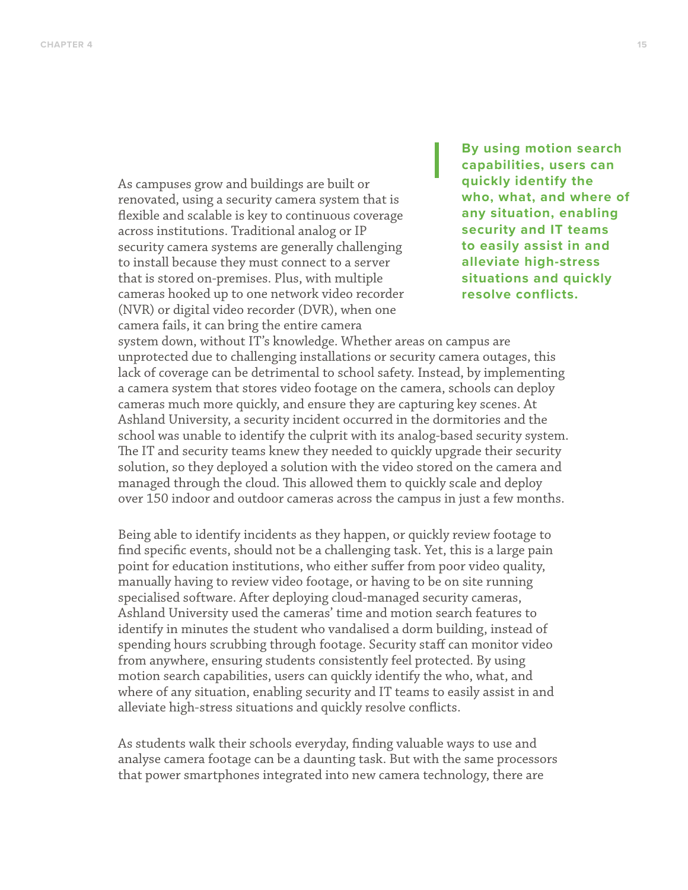> **By using motion search capabilities, users can quickly identify the who, what, and where of any situation, enabling security and IT teams to easily assist in and alleviate high-stress situations and quickly resolve conflicts.**

As campuses grow and buildings are built or renovated, using a security camera system that is flexible and scalable is key to continuous coverage across institutions. Traditional analog or IP security camera systems are generally challenging to install because they must connect to a server that is stored on-premises. Plus, with multiple cameras hooked up to one network video recorder (NVR) or digital video recorder (DVR), when one camera fails, it can bring the entire camera system down, without IT's knowledge. Whether areas on campus are unprotected due to challenging installations or security camera outages, this lack of coverage can be detrimental to school safety. Instead, by implementing a camera system that stores video footage on the camera, schools can deploy cameras much more quickly, and ensure they are capturing key scenes. At Ashland University, a security incident occurred in the dormitories and the school was unable to identify the culprit with its analog-based security system. The IT and security teams knew they needed to quickly upgrade their security solution, so they deployed a solution with the video stored on the camera and managed through the cloud. This allowed them to quickly scale and deploy over 150 indoor and outdoor cameras across the campus in just a few months.

Being able to identify incidents as they happen, or quickly review footage to find specific events, should not be a challenging task. Yet, this is a large pain point for education institutions, who either suffer from poor video quality, manually having to review video footage, or having to be on site running specialised software. After deploying cloud-managed security cameras, Ashland University used the cameras' time and motion search features to identify in minutes the student who vandalised a dorm building, instead of spending hours scrubbing through footage. Security staff can monitor video from anywhere, ensuring students consistently feel protected. By using motion search capabilities, users can quickly identify the who, what, and where of any situation, enabling security and IT teams to easily assist in and alleviate high-stress situations and quickly resolve conflicts.

As students walk their schools everyday, finding valuable ways to use and analyse camera footage can be a daunting task. But with the same processors that power smartphones integrated into new camera technology, there are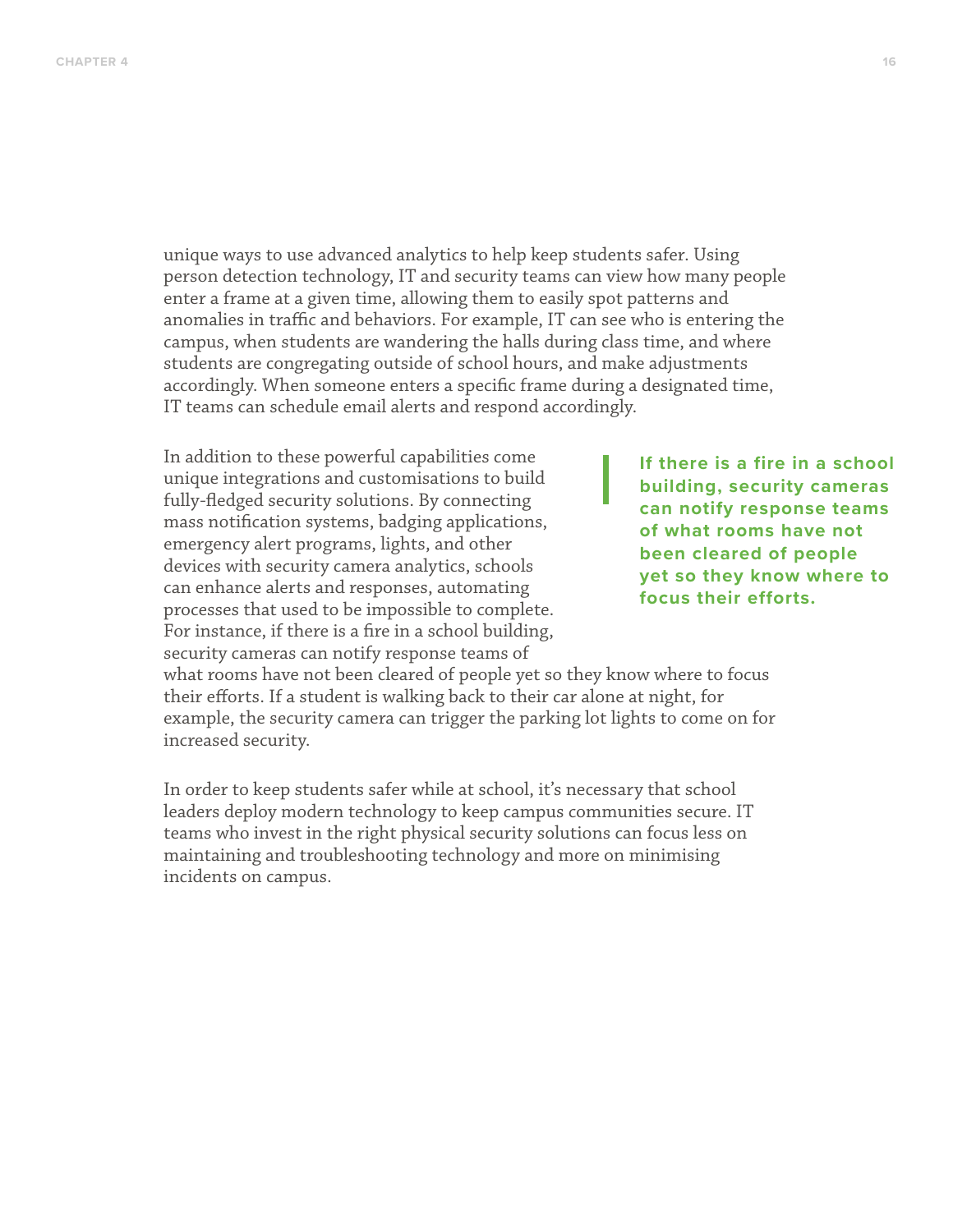unique ways to use advanced analytics to help keep students safer. Using person detection technology, IT and security teams can view how many people enter a frame at a given time, allowing them to easily spot patterns and anomalies in traffic and behaviors. For example, IT can see who is entering the campus, when students are wandering the halls during class time, and where students are congregating outside of school hours, and make adjustments accordingly. When someone enters a specific frame during a designated time, IT teams can schedule email alerts and respond accordingly.

In addition to these powerful capabilities come unique integrations and customisations to build fully-fledged security solutions. By connecting mass notification systems, badging applications, emergency alert programs, lights, and other devices with security camera analytics, schools can enhance alerts and responses, automating processes that used to be impossible to complete. For instance, if there is a fire in a school building, security cameras can notify response teams of what rooms have not been cleared of people yet so they know where to focus their efforts. If a student is walking back to their car alone at night, for example, the security camera can trigger the parking lot lights to come on for increased security.

> **If there is a fire in a school building, security cameras can notify response teams of what rooms have not been cleared of people yet so they know where to focus their efforts.**

In order to keep students safer while at school, it's necessary that school leaders deploy modern technology to keep campus communities secure. IT teams who invest in the right physical security solutions can focus less on maintaining and troubleshooting technology and more on minimising incidents on campus.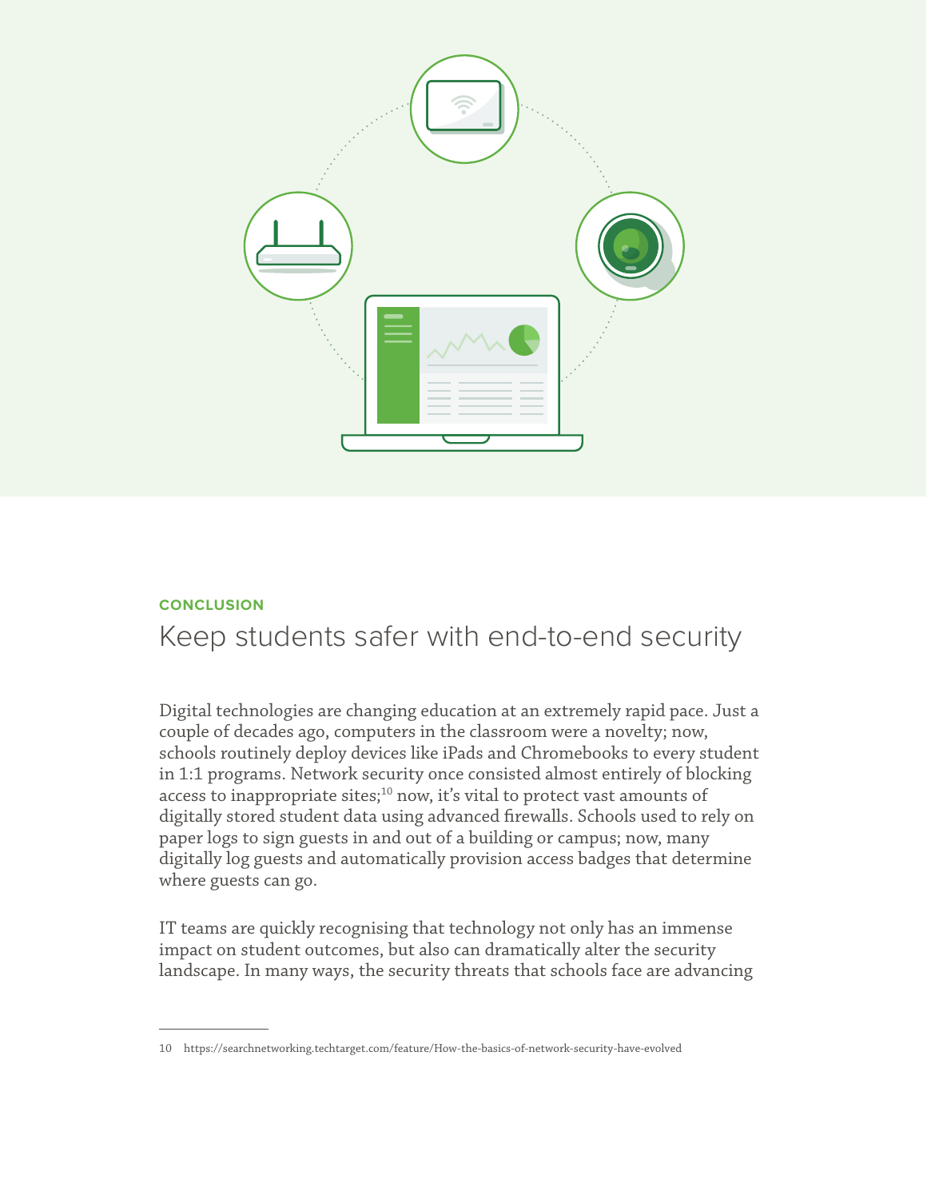CONCLUSION

# Keep students safer with end-to-end security

Digital technologies are changing education at an extremely rapid pace. Just a couple of decades ago, computers in the classroom were a novelty; now, schools routinely deploy devices like iPads and Chromebooks to every student in 1:1 programs. Network security once consisted almost entirely of blocking access to inappropriate sites;[10] now, it's vital to protect vast amounts of digitally stored student data using advanced firewalls. Schools used to rely on paper logs to sign guests in and out of a building or campus; now, many digitally log guests and automatically provision access badges that determine where guests can go.

IT teams are quickly recognising that technology not only has an immense impact on student outcomes, but also can dramatically alter the security landscape. In many ways, the security threats that schools face are advancing

10 https://searchnetworking.techtarget.com/feature/How-the-basics-of-network-security-have-evolved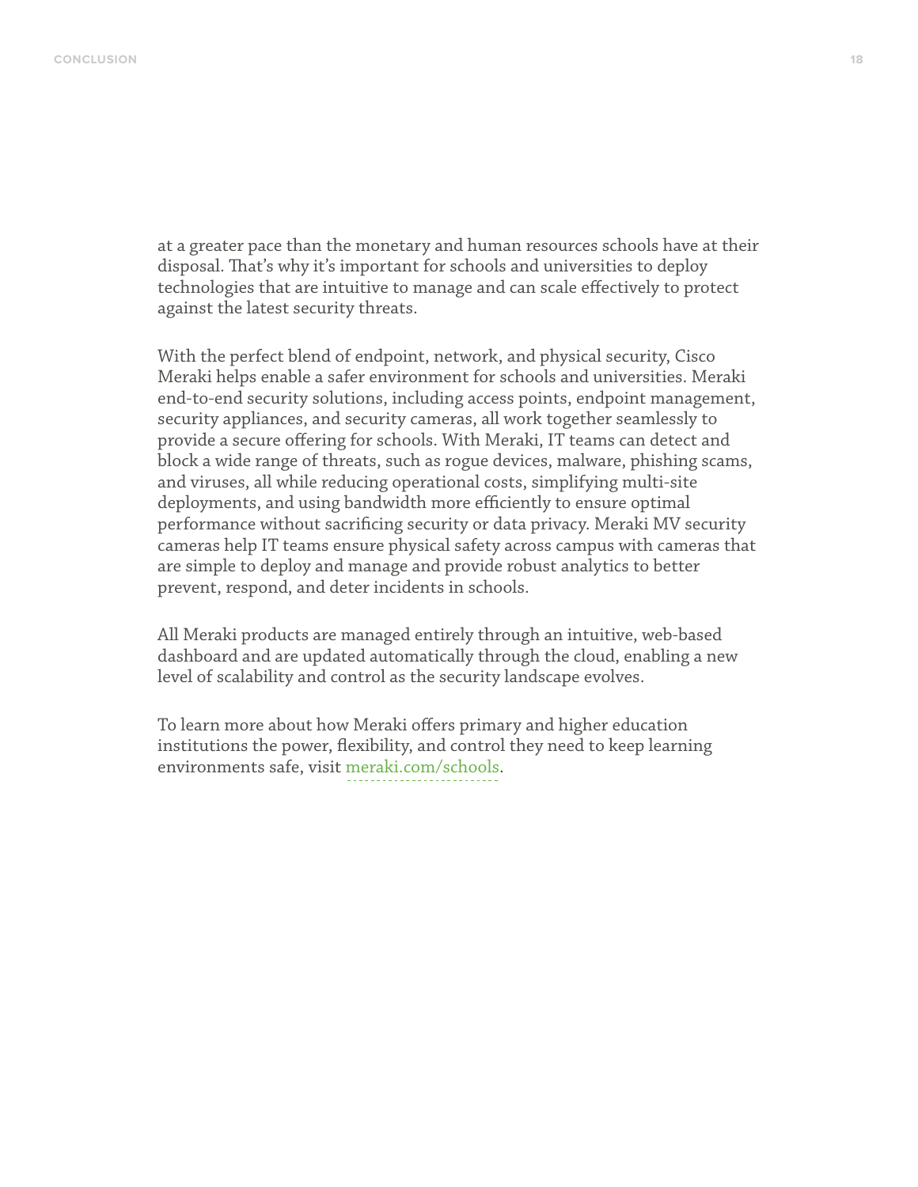at a greater pace than the monetary and human resources schools have at their disposal. That's why it's important for schools and universities to deploy technologies that are intuitive to manage and can scale effectively to protect against the latest security threats.

With the perfect blend of endpoint, network, and physical security, Cisco Meraki helps enable a safer environment for schools and universities. Meraki end-to-end security solutions, including access points, endpoint management, security appliances, and security cameras, all work together seamlessly to provide a secure offering for schools. With Meraki, IT teams can detect and block a wide range of threats, such as rogue devices, malware, phishing scams, and viruses, all while reducing operational costs, simplifying multi-site deployments, and using bandwidth more efficiently to ensure optimal performance without sacrificing security or data privacy. Meraki MV security cameras help IT teams ensure physical safety across campus with cameras that are simple to deploy and manage and provide robust analytics to better prevent, respond, and deter incidents in schools.

All Meraki products are managed entirely through an intuitive, web-based dashboard and are updated automatically through the cloud, enabling a new level of scalability and control as the security landscape evolves.

To learn more about how Meraki offers primary and higher education institutions the power, flexibility, and control they need to keep learning environments safe, visit meraki.com/schools.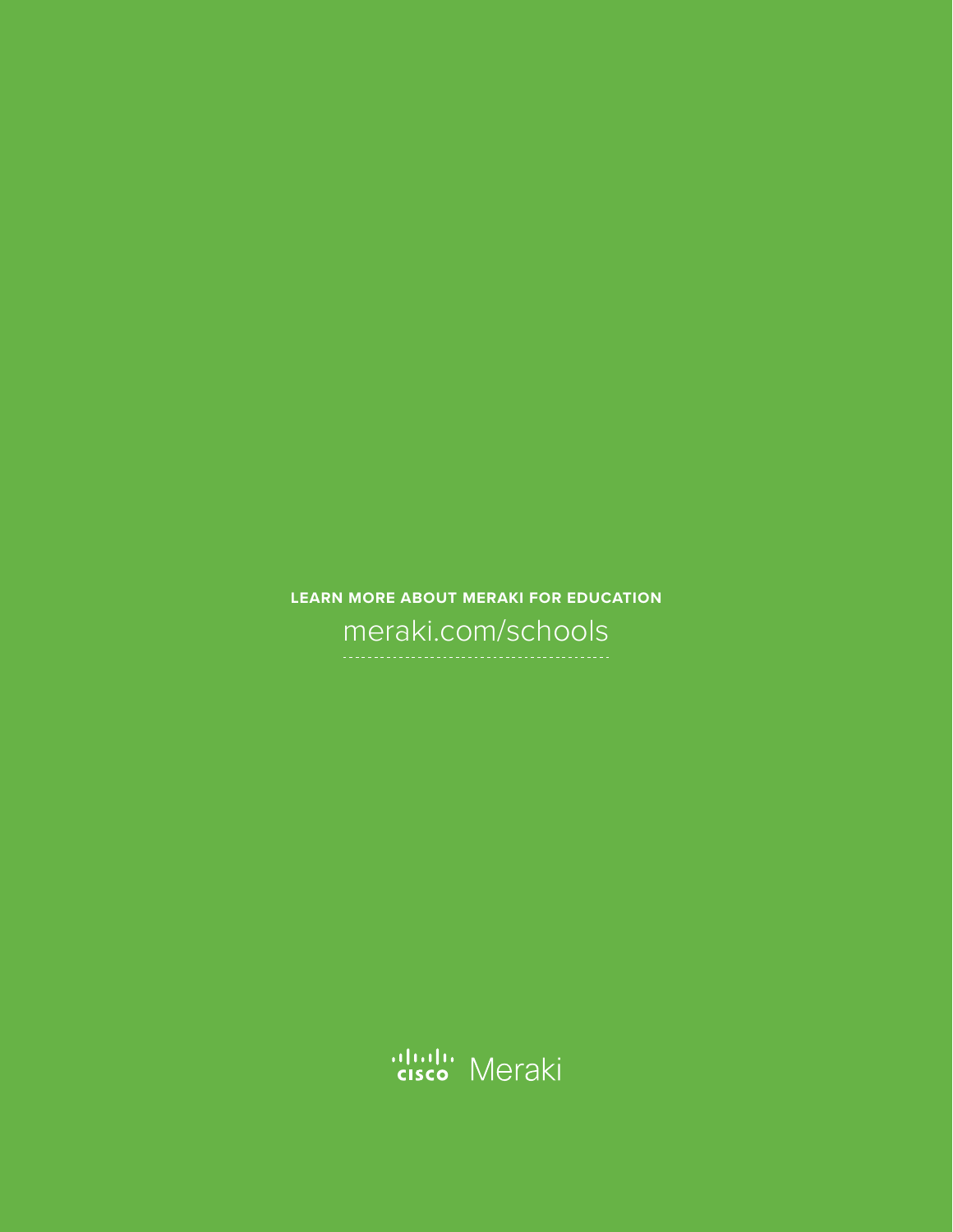**LEARN MORE ABOUT MERAKI FOR EDUCATION**

meraki.com/schools

cisco Meraki